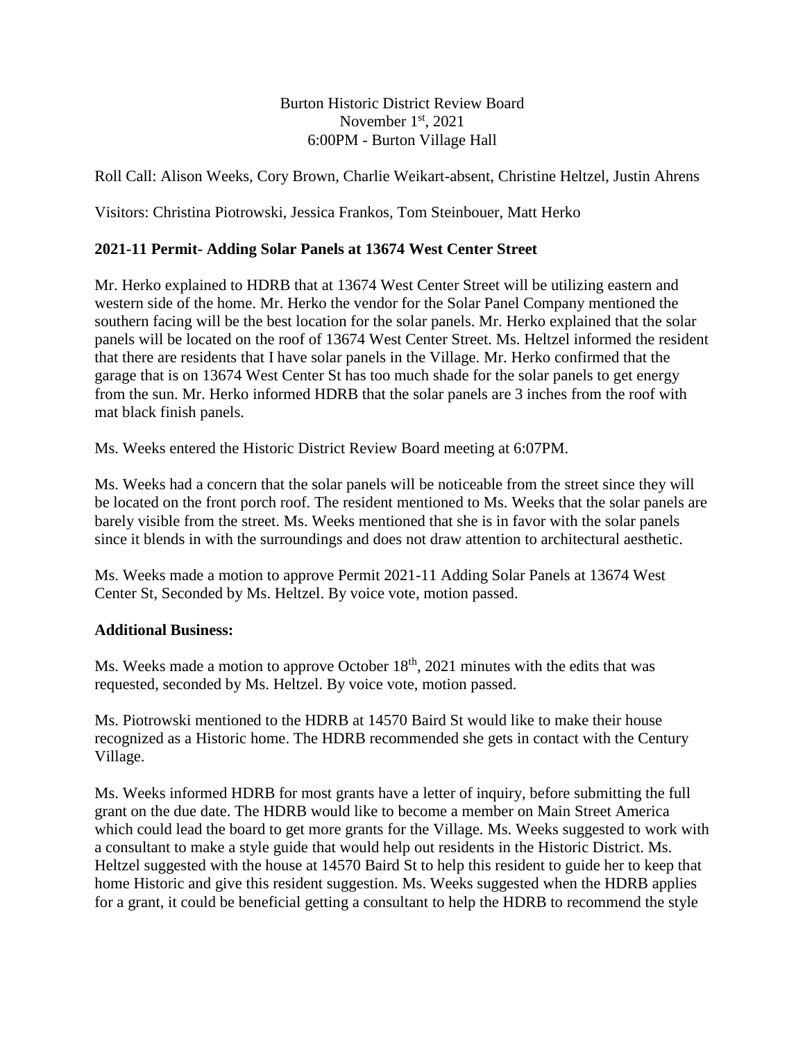Burton Historic District Review Board
November 1st, 2021
6:00PM - Burton Village Hall

Roll Call: Alison Weeks, Cory Brown, Charlie Weikart-absent, Christine Heltzel, Justin Ahrens

Visitors: Christina Piotrowski, Jessica Frankos, Tom Steinbouer, Matt Herko

**2021-11 Permit- Adding Solar Panels at 13674 West Center Street**

Mr. Herko explained to HDRB that at 13674 West Center Street will be utilizing eastern and western side of the home. Mr. Herko the vendor for the Solar Panel Company mentioned the southern facing will be the best location for the solar panels. Mr. Herko explained that the solar panels will be located on the roof of 13674 West Center Street. Ms. Heltzel informed the resident that there are residents that I have solar panels in the Village. Mr. Herko confirmed that the garage that is on 13674 West Center St has too much shade for the solar panels to get energy from the sun. Mr. Herko informed HDRB that the solar panels are 3 inches from the roof with mat black finish panels.

Ms. Weeks entered the Historic District Review Board meeting at 6:07PM.

Ms. Weeks had a concern that the solar panels will be noticeable from the street since they will be located on the front porch roof. The resident mentioned to Ms. Weeks that the solar panels are barely visible from the street. Ms. Weeks mentioned that she is in favor with the solar panels since it blends in with the surroundings and does not draw attention to architectural aesthetic.

Ms. Weeks made a motion to approve Permit 2021-11 Adding Solar Panels at 13674 West Center St, Seconded by Ms. Heltzel. By voice vote, motion passed.

**Additional Business:**

Ms. Weeks made a motion to approve October 18th, 2021 minutes with the edits that was requested, seconded by Ms. Heltzel. By voice vote, motion passed.

Ms. Piotrowski mentioned to the HDRB at 14570 Baird St would like to make their house recognized as a Historic home. The HDRB recommended she gets in contact with the Century Village.

Ms. Weeks informed HDRB for most grants have a letter of inquiry, before submitting the full grant on the due date. The HDRB would like to become a member on Main Street America which could lead the board to get more grants for the Village. Ms. Weeks suggested to work with a consultant to make a style guide that would help out residents in the Historic District. Ms. Heltzel suggested with the house at 14570 Baird St to help this resident to guide her to keep that home Historic and give this resident suggestion. Ms. Weeks suggested when the HDRB applies for a grant, it could be beneficial getting a consultant to help the HDRB to recommend the style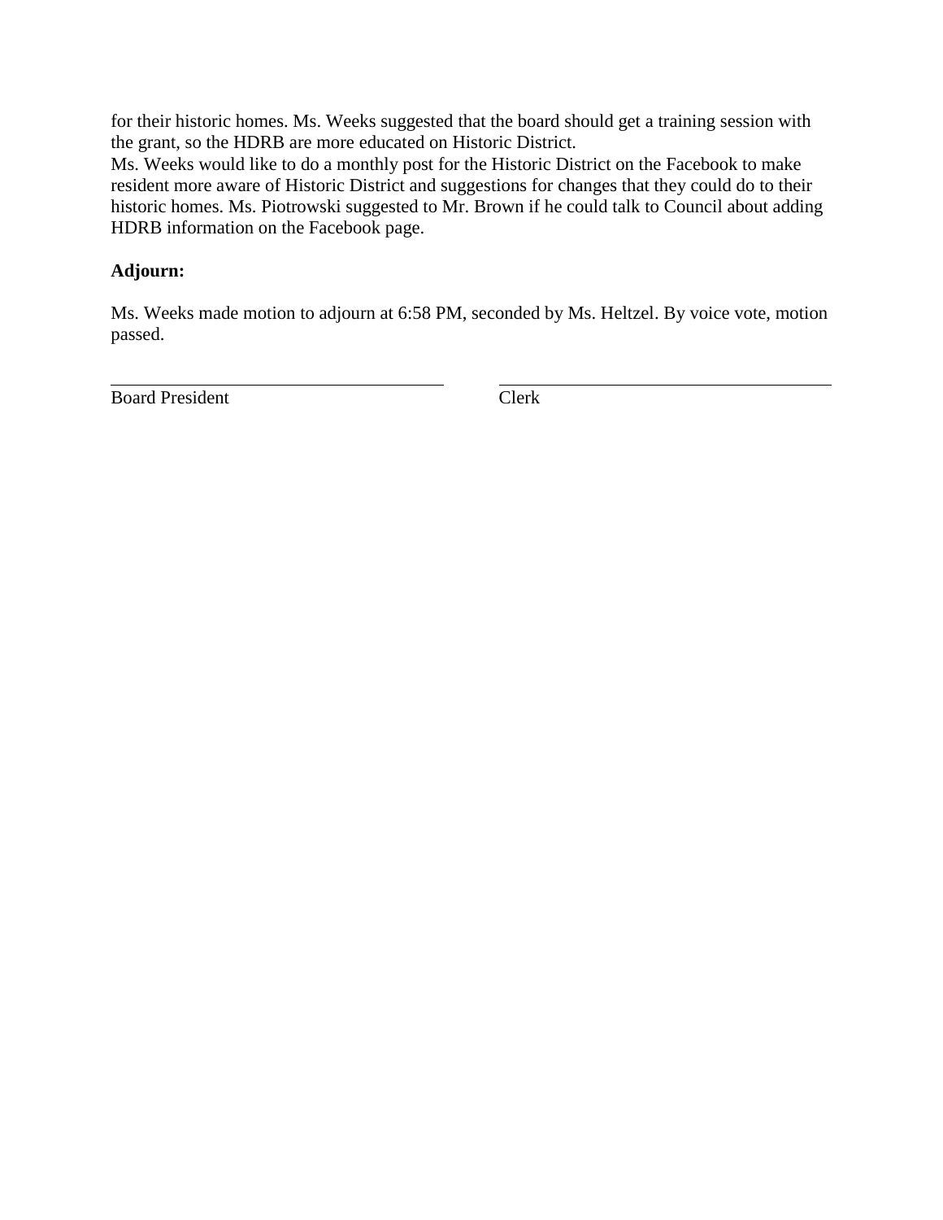for their historic homes. Ms. Weeks suggested that the board should get a training session with the grant, so the HDRB are more educated on Historic District.
Ms. Weeks would like to do a monthly post for the Historic District on the Facebook to make resident more aware of Historic District and suggestions for changes that they could do to their historic homes. Ms. Piotrowski suggested to Mr. Brown if he could talk to Council about adding HDRB information on the Facebook page.

**Adjourn:**

Ms. Weeks made motion to adjourn at 6:58 PM, seconded by Ms. Heltzel. By voice vote, motion passed.

| | |
|---|---|
| ______________________________ | ______________________________ |
| Board President | Clerk |